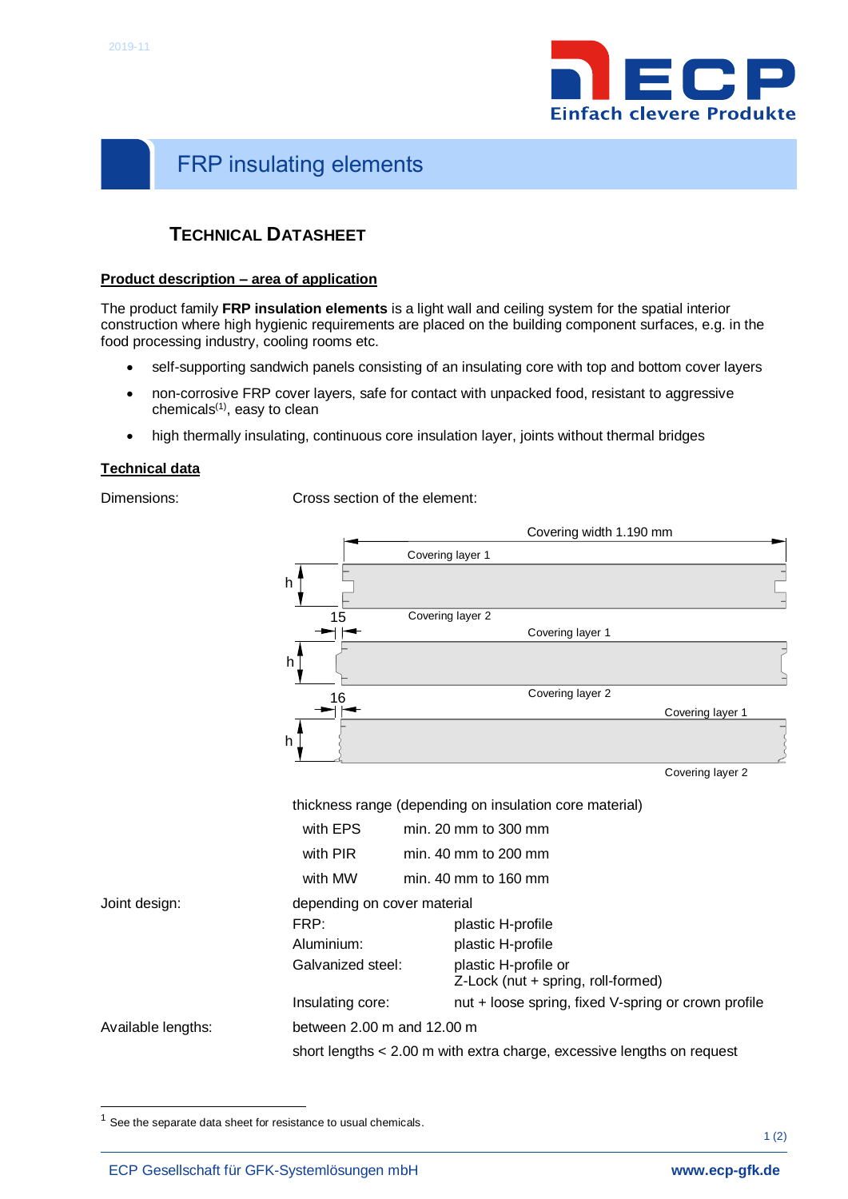# FRP insulating elements

## TECHNICAL DATASHEET

**Product description – area of application**

The product family **FRP insulation elements** is a light wall and ceiling system for the spatial interior construction where high hygienic requirements are placed on the building component surfaces, e.g. in the food processing industry, cooling rooms etc.

- self-supporting sandwich panels consisting of an insulating core with top and bottom cover layers
- non-corrosive FRP cover layers, safe for contact with unpacked food, resistant to aggressive chemicals[1], easy to clean
- high thermally insulating, continuous core insulation layer, joints without thermal bridges

**Technical data**

Dimensions: Cross section of the element:

Covering width 1.190 mm

Covering layer 1

h

15

Covering layer 2

Covering layer 1

h

16

Covering layer 2

Covering layer 1

h

Covering layer 2

thickness range (depending on insulation core material)

| | |
|---|---|
| with EPS | min. 20 mm to 300 mm |
| with PIR | min. 40 mm to 200 mm |
| with MW | min. 40 mm to 160 mm |

Joint design: depending on cover material

| | |
|---|---|
| FRP: | plastic H-profile |
| Aluminium: | plastic H-profile |
| Galvanized steel: | plastic H-profile or Z-Lock (nut + spring, roll-formed) |
| Insulating core: | nut + loose spring, fixed V-spring or crown profile |

Available lengths: between 2.00 m and 12.00 m

short lengths < 2.00 m with extra charge, excessive lengths on request

---

[1] See the separate data sheet for resistance to usual chemicals.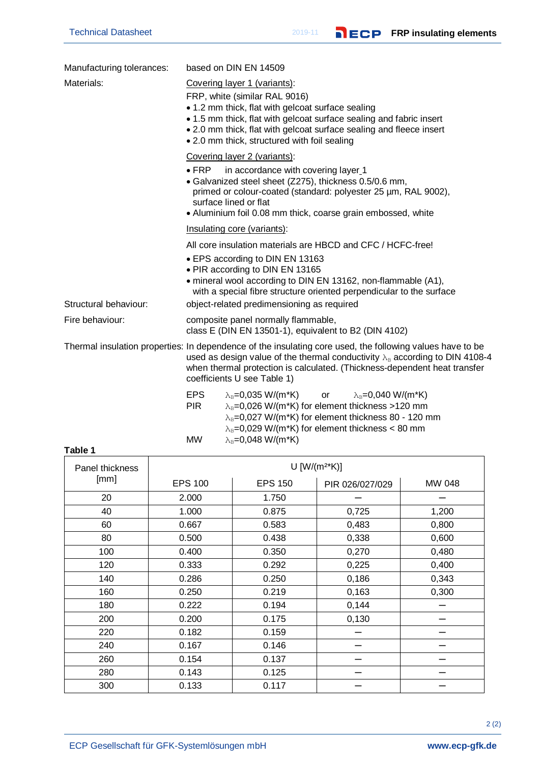Manufacturing tolerances: based on DIN EN 14509

Materials:

Covering layer 1 (variants):

FRP, white (similar RAL 9016)

- 1.2 mm thick, flat with gelcoat surface sealing
- 1.5 mm thick, flat with gelcoat surface sealing and fabric insert
- 2.0 mm thick, flat with gelcoat surface sealing and fleece insert
- 2.0 mm thick, structured with foil sealing

Covering layer 2 (variants):

- FRP in accordance with covering layer 1
- Galvanized steel sheet (Z275), thickness 0.5/0.6 mm, primed or colour-coated (standard: polyester 25 µm, RAL 9002), surface lined or flat
- Aluminium foil 0.08 mm thick, coarse grain embossed, white

Insulating core (variants):

All core insulation materials are HBCD and CFC / HCFC-free!

- EPS according to DIN EN 13163
- PIR according to DIN EN 13165
- mineral wool according to DIN EN 13162, non-flammable (A1), with a special fibre structure oriented perpendicular to the surface

Structural behaviour: object-related predimensioning as required

Fire behaviour: composite panel normally flammable, class E (DIN EN 13501-1), equivalent to B2 (DIN 4102)

Thermal insulation properties: In dependence of the insulating core used, the following values have to be used as design value of the thermal conductivity $\lambda_B$ according to DIN 4108-4 when thermal protection is calculated. (Thickness-dependent heat transfer coefficients U see Table 1)

EPS $\lambda_B$=0,035 W/(m*K) or $\lambda_B$=0,040 W/(m*K)

PIR $\lambda_B$=0,026 W/(m*K) for element thickness >120 mm
$\lambda_B$=0,027 W/(m*K) for element thickness 80 - 120 mm
$\lambda_B$=0,029 W/(m*K) for element thickness < 80 mm

MW $\lambda_B$=0,048 W/(m*K)

**Table 1**

| Panel thickness [mm] | U [W/(m²*K)] | | | |
|---|---|---|---|---|
| | EPS 100 | EPS 150 | PIR 026/027/029 | MW 048 |
| 20 | 2.000 | 1.750 | – | – |
| 40 | 1.000 | 0.875 | 0,725 | 1,200 |
| 60 | 0.667 | 0.583 | 0,483 | 0,800 |
| 80 | 0.500 | 0.438 | 0,338 | 0,600 |
| 100 | 0.400 | 0.350 | 0,270 | 0,480 |
| 120 | 0.333 | 0.292 | 0,225 | 0,400 |
| 140 | 0.286 | 0.250 | 0,186 | 0,343 |
| 160 | 0.250 | 0.219 | 0,163 | 0,300 |
| 180 | 0.222 | 0.194 | 0,144 | – |
| 200 | 0.200 | 0.175 | 0,130 | – |
| 220 | 0.182 | 0.159 | – | – |
| 240 | 0.167 | 0.146 | – | – |
| 260 | 0.154 | 0.137 | – | – |
| 280 | 0.143 | 0.125 | – | – |
| 300 | 0.133 | 0.117 | – | – |